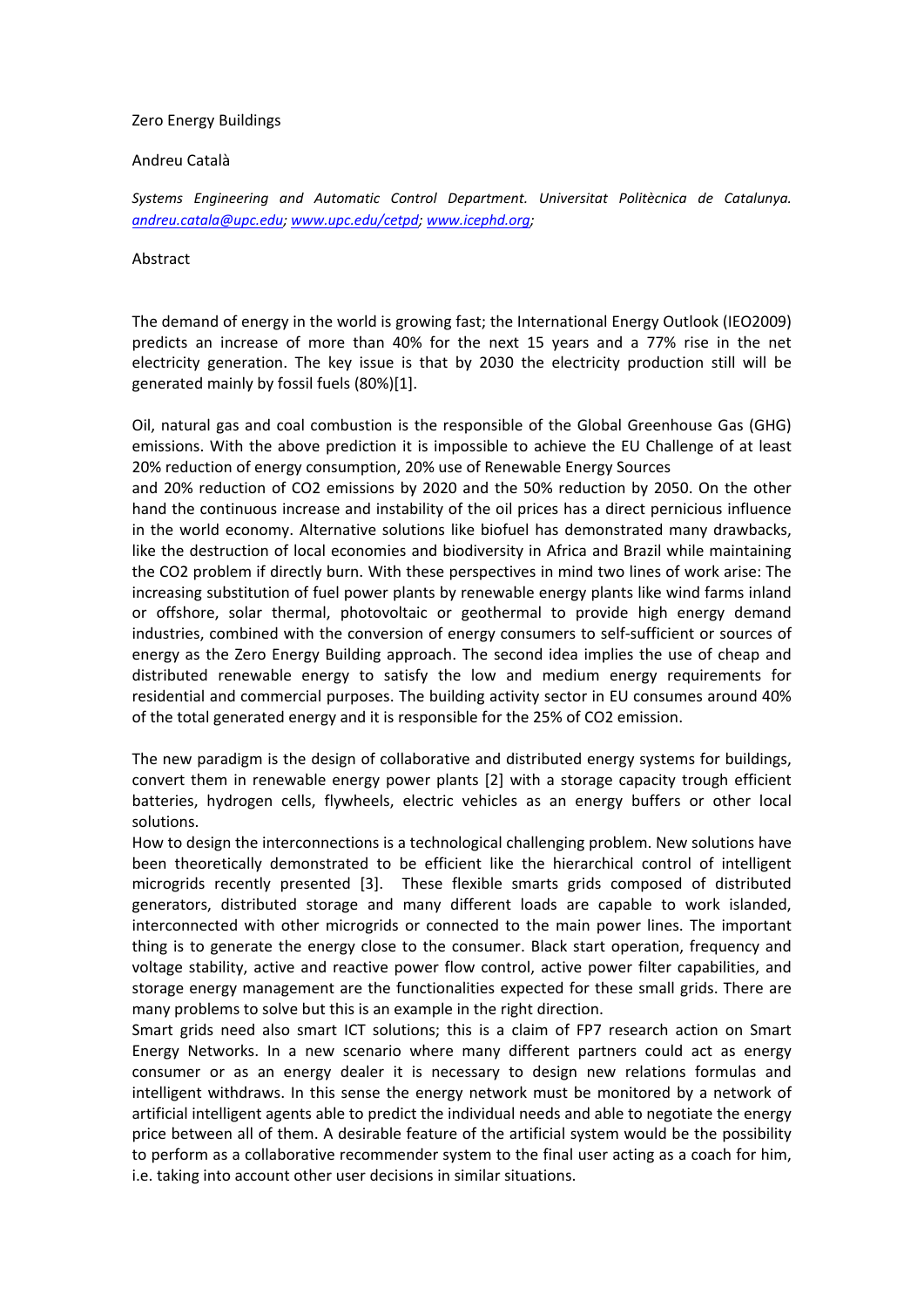# Zero Energy Buildings

Andreu Català

*Systems Engineering and Automatic Control Department. Universitat Politècnica de Catalunya. andreu.catala@upc.edu; www.upc.edu/cetpd; www.icephd.org;*

## Abstract

The demand of energy in the world is growing fast; the International Energy Outlook (IEO2009) predicts an increase of more than 40% for the next 15 years and a 77% rise in the net electricity generation. The key issue is that by 2030 the electricity production still will be generated mainly by fossil fuels (80%)[1].

Oil, natural gas and coal combustion is the responsible of the Global Greenhouse Gas (GHG) emissions. With the above prediction it is impossible to achieve the EU Challenge of at least 20% reduction of energy consumption, 20% use of Renewable Energy Sources and 20% reduction of $CO_2$ emissions by 2020 and the 50% reduction by 2050. On the other hand the continuous increase and instability of the oil prices has a direct pernicious influence in the world economy. Alternative solutions like biofuel has demonstrated many drawbacks, like the destruction of local economies and biodiversity in Africa and Brazil while maintaining the $CO_2$ problem if directly burn. With these perspectives in mind two lines of work arise: The increasing substitution of fuel power plants by renewable energy plants like wind farms inland or offshore, solar thermal, photovoltaic or geothermal to provide high energy demand industries, combined with the conversion of energy consumers to self-sufficient or sources of energy as the Zero Energy Building approach. The second idea implies the use of cheap and distributed renewable energy to satisfy the low and medium energy requirements for residential and commercial purposes. The building activity sector in EU consumes around 40% of the total generated energy and it is responsible for the 25% of $CO_2$ emission.

The new paradigm is the design of collaborative and distributed energy systems for buildings, convert them in renewable energy power plants [2] with a storage capacity trough efficient batteries, hydrogen cells, flywheels, electric vehicles as an energy buffers or other local solutions.

How to design the interconnections is a technological challenging problem. New solutions have been theoretically demonstrated to be efficient like the hierarchical control of intelligent microgrids recently presented [3]. These flexible smarts grids composed of distributed generators, distributed storage and many different loads are capable to work islanded, interconnected with other microgrids or connected to the main power lines. The important thing is to generate the energy close to the consumer. Black start operation, frequency and voltage stability, active and reactive power flow control, active power filter capabilities, and storage energy management are the functionalities expected for these small grids. There are many problems to solve but this is an example in the right direction.

Smart grids need also smart ICT solutions; this is a claim of FP7 research action on Smart Energy Networks. In a new scenario where many different partners could act as energy consumer or as an energy dealer it is necessary to design new relations formulas and intelligent withdraws. In this sense the energy network must be monitored by a network of artificial intelligent agents able to predict the individual needs and able to negotiate the energy price between all of them. A desirable feature of the artificial system would be the possibility to perform as a collaborative recommender system to the final user acting as a coach for him, i.e. taking into account other user decisions in similar situations.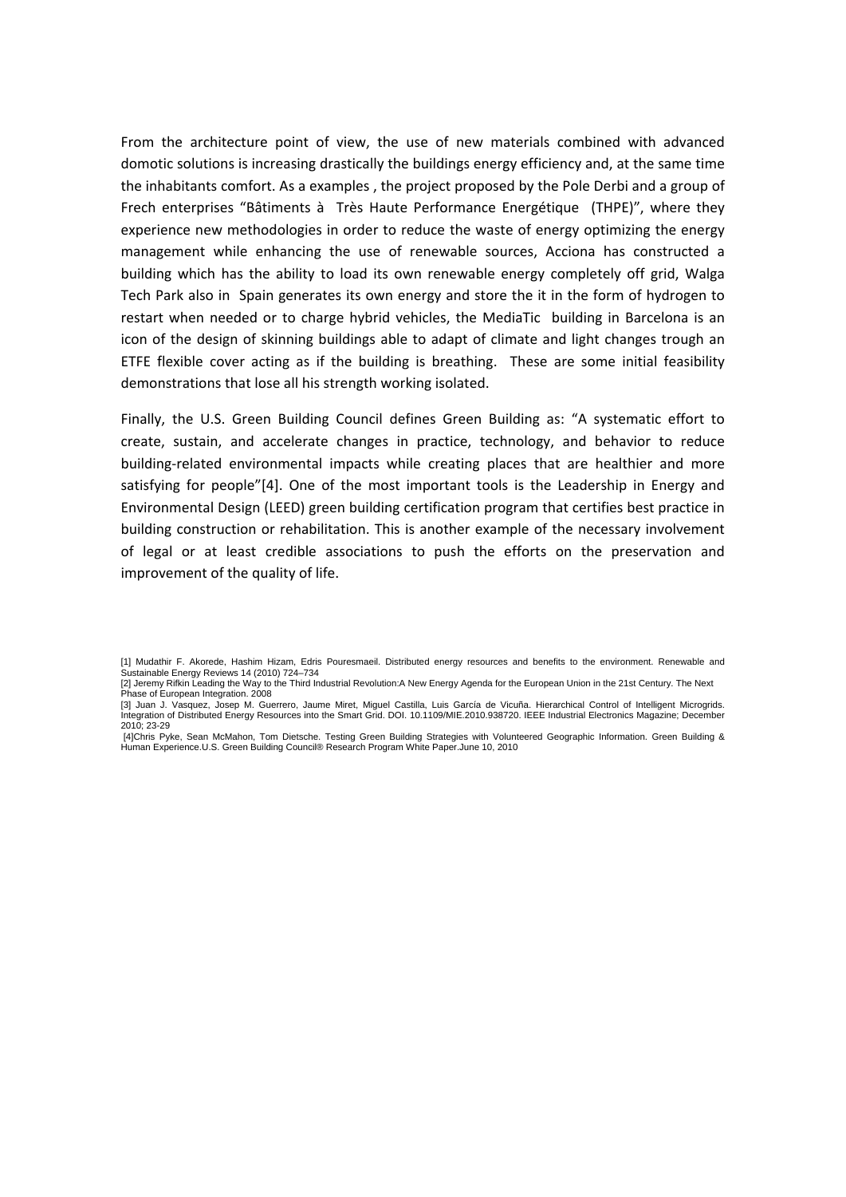From the architecture point of view, the use of new materials combined with advanced domotic solutions is increasing drastically the buildings energy efficiency and, at the same time the inhabitants comfort. As a examples , the project proposed by the Pole Derbi and a group of Frech enterprises "Bâtiments à Très Haute Performance Energétique (THPE)", where they experience new methodologies in order to reduce the waste of energy optimizing the energy management while enhancing the use of renewable sources, Acciona has constructed a building which has the ability to load its own renewable energy completely off grid, Walga Tech Park also in Spain generates its own energy and store the it in the form of hydrogen to restart when needed or to charge hybrid vehicles, the MediaTic building in Barcelona is an icon of the design of skinning buildings able to adapt of climate and light changes trough an ETFE flexible cover acting as if the building is breathing. These are some initial feasibility demonstrations that lose all his strength working isolated.

Finally, the U.S. Green Building Council defines Green Building as: "A systematic effort to create, sustain, and accelerate changes in practice, technology, and behavior to reduce building-related environmental impacts while creating places that are healthier and more satisfying for people"[4]. One of the most important tools is the Leadership in Energy and Environmental Design (LEED) green building certification program that certifies best practice in building construction or rehabilitation. This is another example of the necessary involvement of legal or at least credible associations to push the efforts on the preservation and improvement of the quality of life.

[1] Mudathir F. Akorede, Hashim Hizam, Edris Pouresmaeil. Distributed energy resources and benefits to the environment. Renewable and Sustainable Energy Reviews 14 (2010) 724–734

[2] Jeremy Rifkin Leading the Way to the Third Industrial Revolution:A New Energy Agenda for the European Union in the 21st Century. The Next Phase of European Integration. 2008

[3] Juan J. Vasquez, Josep M. Guerrero, Jaume Miret, Miguel Castilla, Luis García de Vicuña. Hierarchical Control of Intelligent Microgrids. Integration of Distributed Energy Resources into the Smart Grid. DOI. 10.1109/MIE.2010.938720. IEEE Industrial Electronics Magazine; December 2010; 23-29

[4]Chris Pyke, Sean McMahon, Tom Dietsche. Testing Green Building Strategies with Volunteered Geographic Information. Green Building & Human Experience.U.S. Green Building Council® Research Program White Paper.June 10, 2010